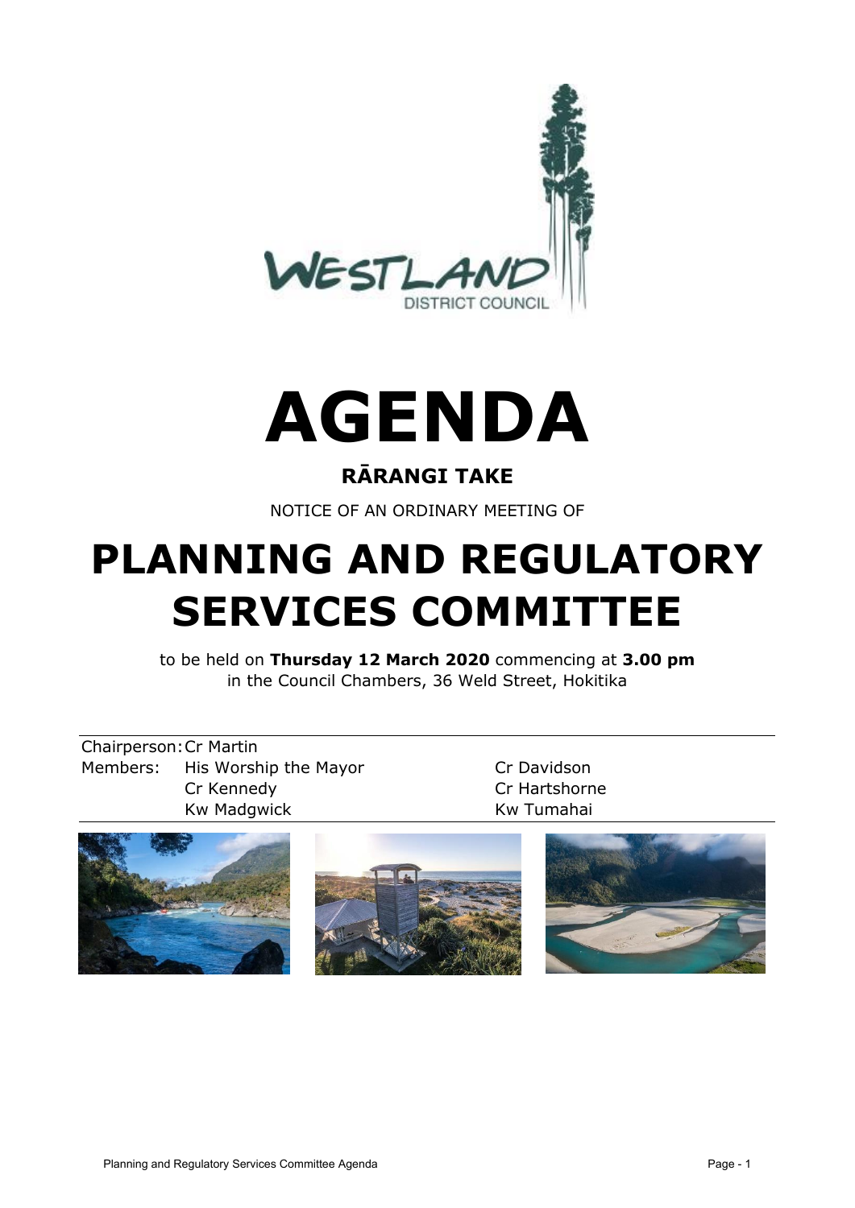WESTLAND DISTRICT COUNCIL

# AGENDA

## RĀRANGI TAKE

NOTICE OF AN ORDINARY MEETING OF

# PLANNING AND REGULATORY SERVICES COMMITTEE

to be held on **Thursday 12 March 2020** commencing at **3.00 pm** in the Council Chambers, 36 Weld Street, Hokitika

| | | |
|---|---|---|
| Chairperson: | Cr Martin | |
| Members: | His Worship the Mayor | Cr Davidson |
| | Cr Kennedy | Cr Hartshorne |
| | Kw Madgwick | Kw Tumahai |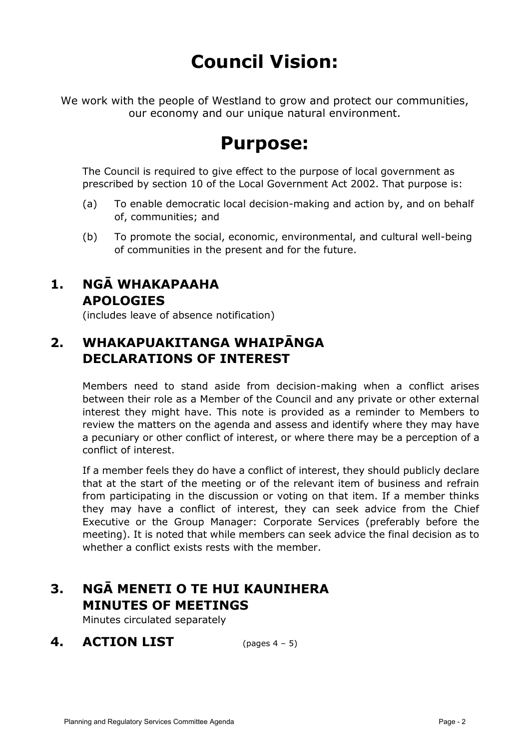# Council Vision:

We work with the people of Westland to grow and protect our communities, our economy and our unique natural environment.

# Purpose:

The Council is required to give effect to the purpose of local government as prescribed by section 10 of the Local Government Act 2002. That purpose is:

(a) To enable democratic local decision-making and action by, and on behalf of, communities; and

(b) To promote the social, economic, environmental, and cultural well-being of communities in the present and for the future.

## 1. NGĀ WHAKAPAAHA APOLOGIES

(includes leave of absence notification)

## 2. WHAKAPUAKITANGA WHAIPĀNGA DECLARATIONS OF INTEREST

Members need to stand aside from decision-making when a conflict arises between their role as a Member of the Council and any private or other external interest they might have. This note is provided as a reminder to Members to review the matters on the agenda and assess and identify where they may have a pecuniary or other conflict of interest, or where there may be a perception of a conflict of interest.

If a member feels they do have a conflict of interest, they should publicly declare that at the start of the meeting or of the relevant item of business and refrain from participating in the discussion or voting on that item. If a member thinks they may have a conflict of interest, they can seek advice from the Chief Executive or the Group Manager: Corporate Services (preferably before the meeting). It is noted that while members can seek advice the final decision as to whether a conflict exists rests with the member.

## 3. NGĀ MENETI O TE HUI KAUNIHERA MINUTES OF MEETINGS

Minutes circulated separately

## 4. ACTION LIST (pages 4 – 5)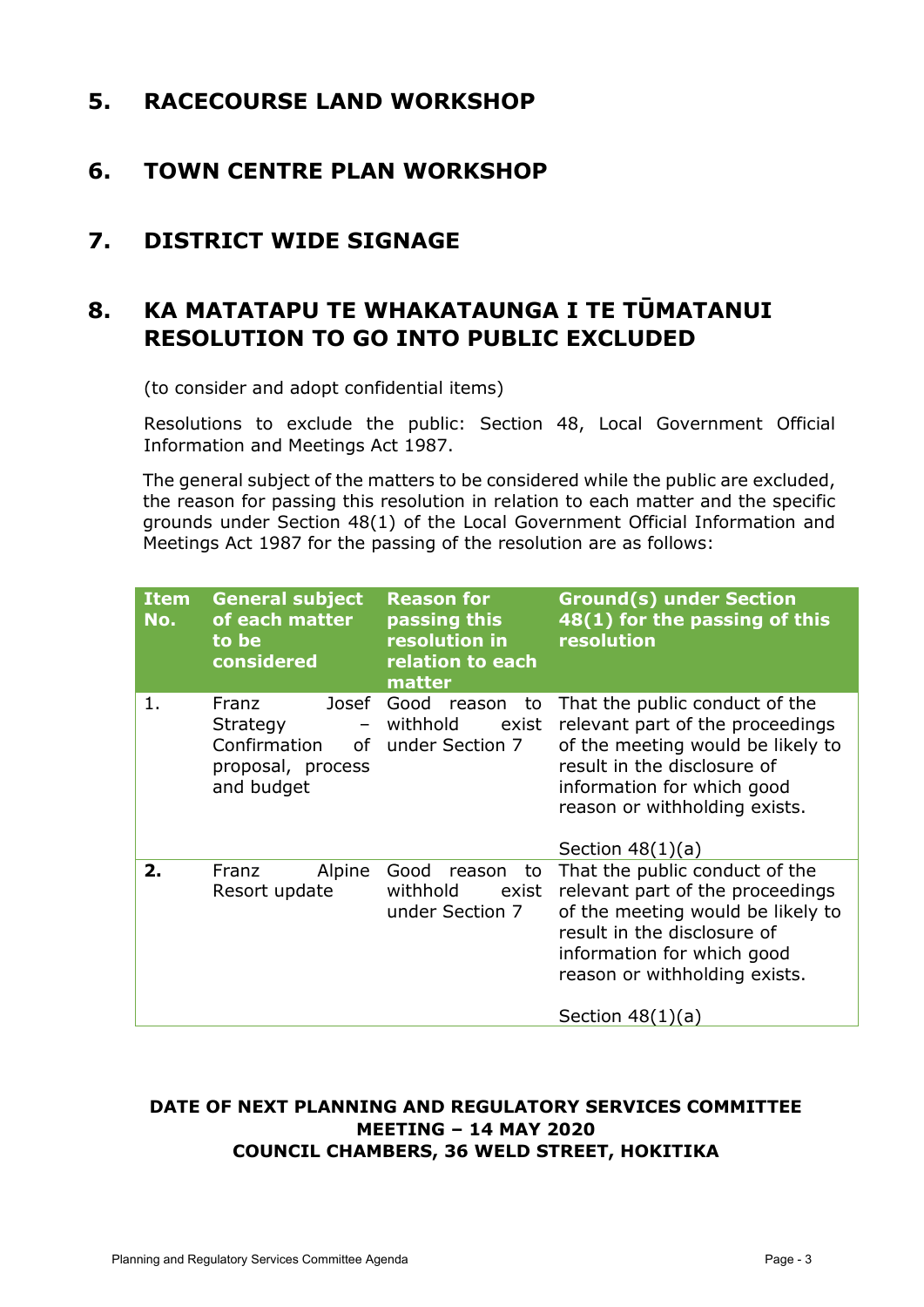## 5. RACECOURSE LAND WORKSHOP

## 6. TOWN CENTRE PLAN WORKSHOP

## 7. DISTRICT WIDE SIGNAGE

## 8. KA MATATAPU TE WHAKATAUNGA I TE TŪMATANUI RESOLUTION TO GO INTO PUBLIC EXCLUDED

(to consider and adopt confidential items)

Resolutions to exclude the public: Section 48, Local Government Official Information and Meetings Act 1987.

The general subject of the matters to be considered while the public are excluded, the reason for passing this resolution in relation to each matter and the specific grounds under Section 48(1) of the Local Government Official Information and Meetings Act 1987 for the passing of the resolution are as follows:

| Item No. | General subject of each matter to be considered | Reason for passing this resolution in relation to each matter | Ground(s) under Section 48(1) for the passing of this resolution |
|---|---|---|---|
| 1. | Franz Josef Strategy – Confirmation of proposal, process and budget | Good reason to withhold exist under Section 7 | That the public conduct of the relevant part of the proceedings of the meeting would be likely to result in the disclosure of information for which good reason or withholding exists.<br><br>Section 48(1)(a) |
| **2.** | Franz Alpine Resort update | Good reason to withhold exist under Section 7 | That the public conduct of the relevant part of the proceedings of the meeting would be likely to result in the disclosure of information for which good reason or withholding exists.<br><br>Section 48(1)(a) |

**DATE OF NEXT PLANNING AND REGULATORY SERVICES COMMITTEE MEETING – 14 MAY 2020**
**COUNCIL CHAMBERS, 36 WELD STREET, HOKITIKA**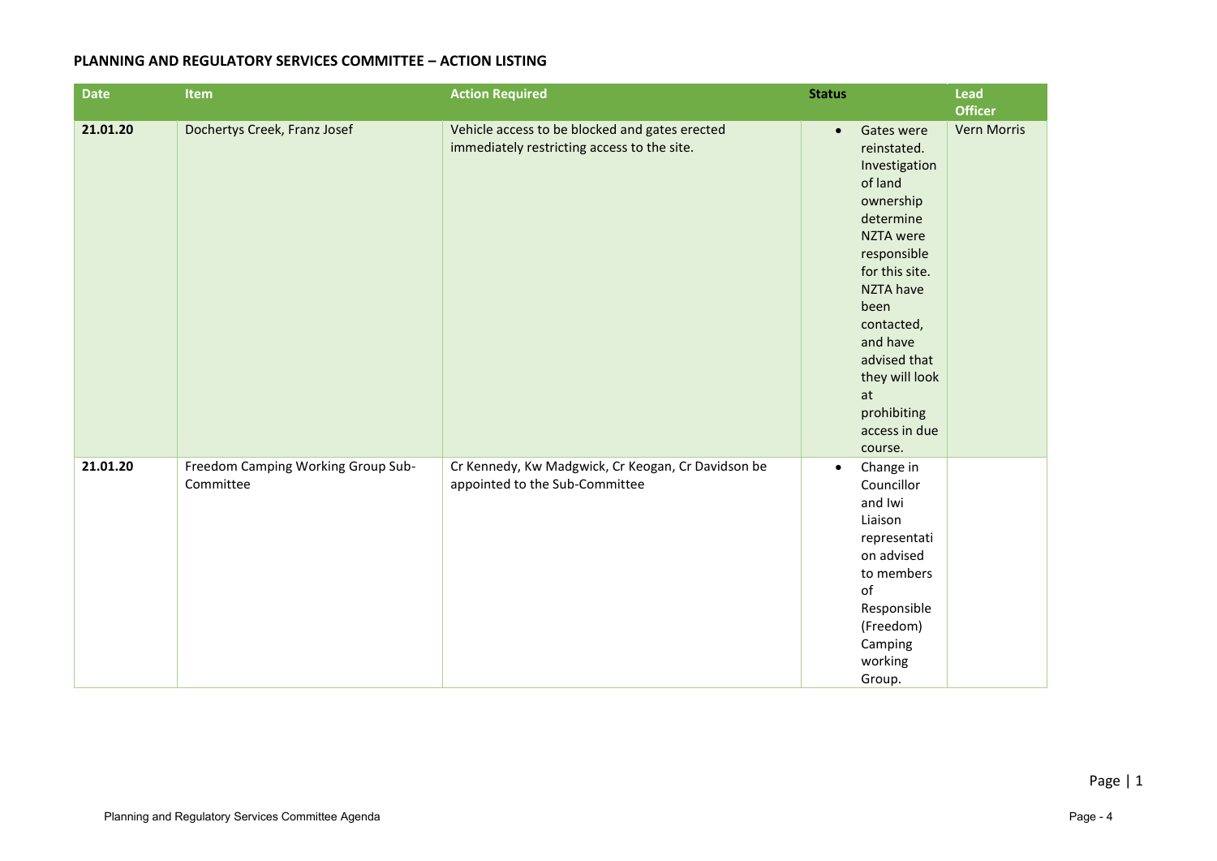**PLANNING AND REGULATORY SERVICES COMMITTEE – ACTION LISTING**

| Date | Item | Action Required | Status | Lead Officer |
|---|---|---|---|---|
| **21.01.20** | Dochertys Creek, Franz Josef | Vehicle access to be blocked and gates erected immediately restricting access to the site. | • Gates were reinstated. Investigation of land ownership determine NZTA were responsible for this site. NZTA have been contacted, and have advised that they will look at prohibiting access in due course. | Vern Morris |
| **21.01.20** | Freedom Camping Working Group Sub-Committee | Cr Kennedy, Kw Madgwick, Cr Keogan, Cr Davidson be appointed to the Sub-Committee | • Change in Councillor and Iwi Liaison representation advised to members of Responsible (Freedom) Camping working Group. | |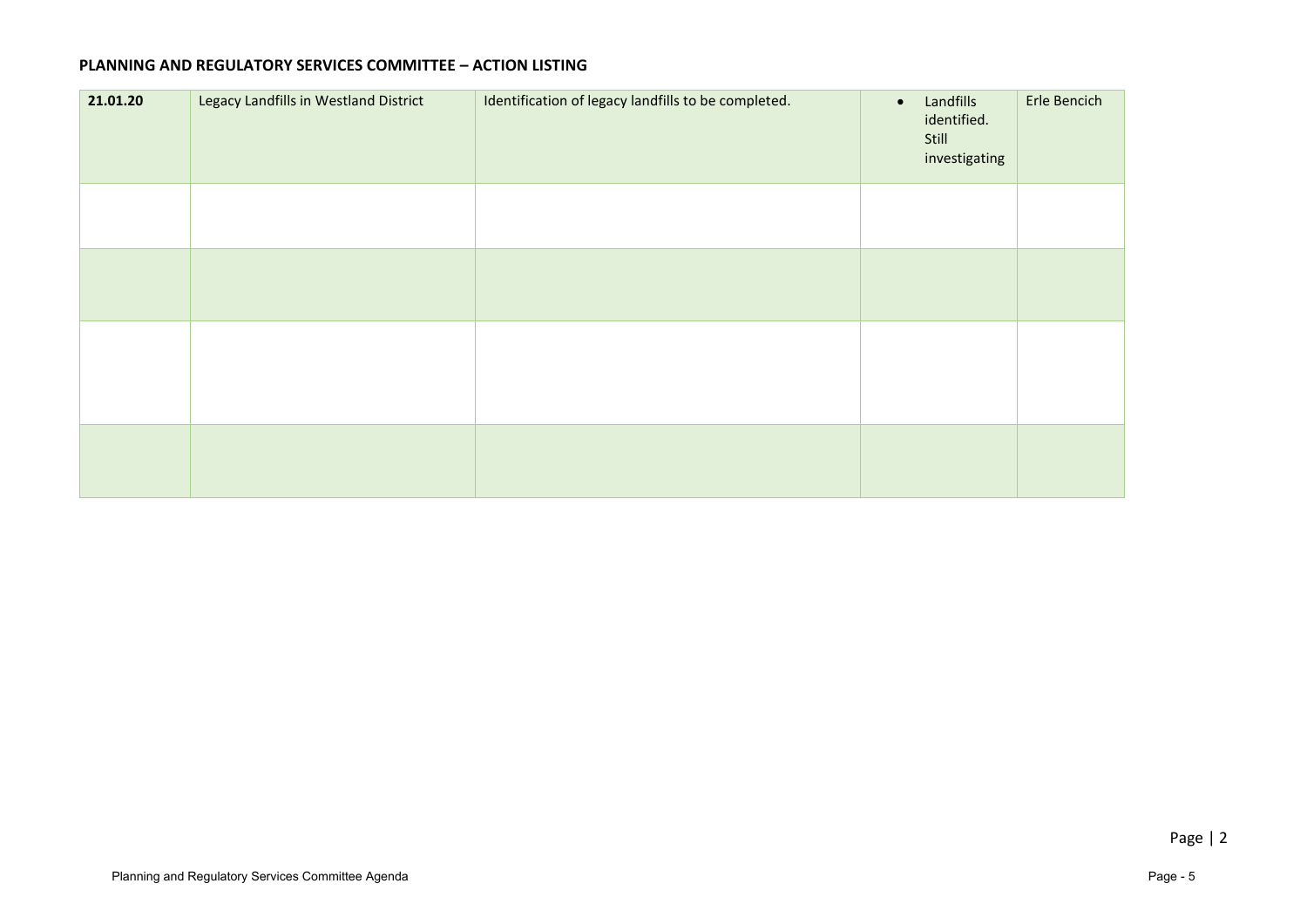## PLANNING AND REGULATORY SERVICES COMMITTEE – ACTION LISTING

| | | | | |
|---|---|---|---|---|
| **21.01.20** | Legacy Landfills in Westland District | Identification of legacy landfills to be completed. | • Landfills identified. Still investigating | Erle Bencich |
| | | | | |
| | | | | |
| | | | | |
| | | | | |